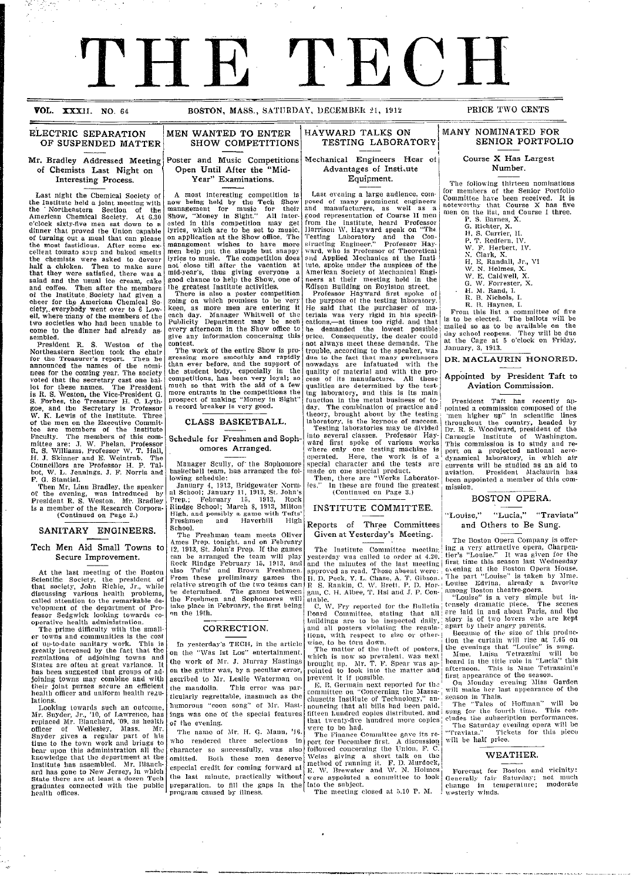# THE TECH

VOL. XXXII. NO. 64 BOSTON, MASS., SATURDAY, DECEMBER 21, 1912 PRICE TWO CENTS

## ELECTRIC SEPARATION OF SUSPENDED MATTER

### Mr. Bradley Addressed Meeting of Chemists Last Night on Interesting Process.

Last night the Chemical Society of the Institute held a joint meeting with the Northeastern Section of the American Chemical Society. At 6.30 o'clock sixty-five men sat down to a dinner that proved the Union capable of turning out a meal that can please the most fastidious. After some excellent tomato soup and baked smelts the chemists were asked to devour half a chicken. Then to make sure that they were satisfied, there was a salad and the usual ice cream, cake and coffee. Then after the members of the Institute Society had given a cheer for the American Chemical Society, everybody went over to 6 Lowell, where many of the members of the two societies who had been unable to come to the dinner had already assembled.

President R. S. Weston of the Northeastern Section took the chair for the Treasurer's report. Then he announced the names of the nominees for the coming year. The society voted that the secretary cast one ballot for these names. The President is R. S. Weston, the Vice-President G. S. Forbes, the Treasurer H. C. Lythgoe, and the Secretary is Professor W. K. Lewis of the Institute. Three of the men on the Executive Committee are members of the Institute Faculty. The members of this committee are: J. W. Phelan, Professor R. S. Williams, Professor W. T. Hall, H. J. Skinner and E. Weintrab. The Councillors are Professor H. P. Talbot, W. L. Jennings, J. F. Norris and F. G. Stantial.

Then Mr. Linn Bradley, the speaker of the evening, was introduced by President R. S. Weston. Mr. Bradley is a member of the Research Corpora-

(Continued on Page 2.)

## SANITARY ENGINEERS.

### Tech Men Aid Small Towns to Secure Improvement.

At the last meeting of the Boston Scientific Society, the president of that society, John Richie, Jr., while discussing various health problems, called attention to the remarkable development of the department of Professor Sedgwick looking towards cooperative health administration.

The prime difficulty with the smaller towns and communities is the cost of up-to-date sanitary work. This is greatly increased by the fact that the regulations of adjoining towns and States are often at great variance. It has been suggested that groups of adjoining towns may combine and with their joint purses secure an efficient health officer and uniform health regulations.

Looking towards such an outcome, Mr. Snyder, Jr., '10, of Lawrence, has replaced Mr. Blanchard, '09, as health officer of Wellesley, Mass. Mr. Snyder gives a regular part of his time to the town work and brings to bear upon this administration all the knowledge that the department at the Institute has assembled. Mr. Blanchard has gone to New Jersey, in which State there are at least a dozen Tech graduates connected with the public health offices.

## MEN WANTED TO ENTER SHOW COMPETITIONS

### Poster and Music Competitions Open Until After the "Mid-Year" Examinations.

A most interesting competition is now being held by the Tech Show management for music for their Show, "Money in Sight." All interested in this competition may get lyrics, which are to be set to music, on application at the Show office. The management wishes to have more men help put the simple but snappy lyrics to music. The competition does not close till after the vacation at mid-year's, thus giving everyone a good chance to help the Show, one of the greatest Institute activities.

There is also a poster competition going on which promises to be very keen, as more men are entering it each day. Manager Whitwell of the Publicity Department may be seen every afternoon in the Show office to give any information concerning this contest.

The work of the entire Show is progressing more smoothly and rapidly than ever before, and the support of the student body, especially in the competitions, has been very loyal; so much so that with the aid of a few more entrants in the competitions the prospect of making "Money in Sight" a record breaker is very good.

## CLASS BASKETBALL.

### Schedule for Freshmen and Sophomores Arranged.

Manager Scully, of the Sophomore basketball team, has arranged the following schedule:

January 4, 1913, Bridgewater Normal School; January 11, 1913, St. John's Prep.; February 15, 1913, Rock Rindge School; March 8, 1913, Milton High, and possibly a game with Tufts' Freshmen and Haverhill High School.

The Freshman team meets Oliver Ames Prep. tonight, and on February 12, 1913, St. John's Prep. If the games can be arranged the team will play Rock Rindge February 15, 1913, and also Tufts' and Brown Freshmen. From these preliminary games the relative strength of the two teams can be determined. The games between the Freshmen and Sophomores will take place in February, the first being on the 19th.

## CORRECTION.

In yesterday's TECH, in the article on the "Was Ist Los" entertainment, the work of Mr. J. Murray Hastings on the guitar was, by a peculiar error, ascribed to Mr. Leslie Waterman on the mandolin. This error was particularly regrettable, inasmuch as the humorous "coon song" of Mr. Hastings was one of the special features of the evening.

The name of Mr. H. G. Mann, '16, who rendered three selections in character so successfully, was also omitted. Both these men deserve especial credit for coming forward at the last minute, practically without preparation, to fill the gaps in the program caused by illness.

## HAYWARD TALKS ON TESTING LABORATORY

### Mechanical Engineers Hear of Advantages of Institute Equipment.

Last evening a large audience, composed of many prominent engineers and manufacturers, as well as a good representation of Course II men from the Institute, heard Professor Harrison W. Hayward speak on "The Testing Laboratory and the Constructing Engineer." Professor Hayward, who is Professor of Theoretical and Applied Mechanics at the Institute, spoke under the auspices of the American Society of Mechanical Engineers at their meeting held in the Edison Building on Boylston street.

Professor Hayward first spoke of the purpose of the testing laboratory. He said that the purchaser of materials was very rigid in his specifications,—at times too rigid, and that he demanded the lowest possible price. Consequently, the dealer could not always meet these demands. The trouble, according to the speaker, was due to the fact that many purchasers nowadays are infatuated with the quality of material and with the process of its manufacture. All these qualities are determined by the testing laboratory, and this is its main function in the metal business of today. The combination of practice and theory, brought about by the testing laboratory, is the keynote of success.

Testing laboratories may be divided into several classes. Professor Hayward first spoke of various works where only one testing machine is operated. Here, the work is of a special character and the tests are made on one special product.

Then, there are "Works Laboratories." In these are found the greatest

(Continued on Page 3.)

## INSTITUTE COMMITTEE.

### Reports of Three Committees Given at Yesterday's Meeting.

The Institute Committee meeting yesterday was called to order at 4.20, and the minutes of the last meeting approved as read. Those absent were: H. D. Peck, Y. L. Chase, A. T. Gibson, R. S. Rankin, C. W. Brett, P. D. Horgan, C. H. Albee, T. Hsi and J. P. Constable.

C. W. Fry reported for the Bulletin Board Committee, stating that all buildings are to be inspected daily, and all posters violating the regulations, with respect to size or otherwise, to be torn down.

The matter of the theft of posters, which is now so prevalent, was next brought up. Mr. T. F. Spear was appointed to look into the matter and prevent it if possible.

E. B. Germain next reported for the committee on "Concerning the Massachusetts Institute of Technology," announcing that all bills had been paid, fifteen hundred copies distributed, and that twenty-five hundred more copies were to be had.

The Finance Committee gave its report for December first. A discussion followed concerning the Union, F. C. Weiss giving a short talk on the method of running it. F. D. Murdock, E. W. Brewster and W. N. Holmes were appointed a committee to look into the subject.

The meeting closed at 5.10 P. M.

## MANY NOMINATED FOR SENIOR PORTFOLIO

### Course X Has Largest Number.

The following thirteen nominations for members of the Senior Portfolio Committee have been received. It is noteworthy that Course X has five men on the list, and Course I three.

- P. S. Barnes, X.
- G. Richter, X.
- H. S. Currier, II.
- P. T. Redfern, IV.
- W. F. Herbert, IV.
- N. Clark, X.
- H. E. Randall, Jr., VI
- W. N. Holmes, X.
- W. E. Caldwell, X.
- G. W. Forrester, X.
- H. M. Rand, I.
- R. B. Nichols, I.
- R. B. Haynes, I.

From this list a committee of five is to be elected. The ballots will be mailed so as to be available on the day school reopens. They will be due at the Cage at 5 o'clock on Friday, January, 3, 1913.

## DR. MACLAURIN HONORED.

### Appointed by President Taft to Aviation Commission.

President Taft has recently appointed a commission composed of the "men higher up" in scientific lines throughout the country, headed by Dr. R. S. Woodward, president of the Carnegie Institute of Washington. This commission is to study and report on a projected national aerodynamical laboratory, in which air currents will be studied as an aid to aviation. President Maclaurin has been appointed a member of this commission.

## BOSTON OPERA.

### "Louise," "Lucia," "Traviata" and Others to Be Sung.

The Boston Opera Company is offering a very attractive opera, Charpentier's "Louise." It was given for the first time this season last Wednesday evening at the Boston Opera House. The part "Louise" is taken by Mme. Louise Edvina, already a favorite among Boston theatre-goers.

"Louise" is a very simple but intensely dramatic piece. The scenes are laid in and about Paris, and the story is of two lovers who are kept apart by their angry parents.

Because of the size of this production the curtain will rise at 7.45 on the evenings that "Louise" is sung.

Mme. Luisa Tetrazzini will be heard in the title role in "Lucia" this afternoon. This is Mme Tetrazzini's first appearance of the season.

On Monday evening Miss Garden will make her last appearance of the season in Thais.

The "Tales of Hoffman" will be sung for the fourth time. This concludes the subscription performances.

The Saturday evening opera will be "Traviata." Tickets for this piece will be half price.

## WEATHER.

Forecast for Boston and vicinity: Generally fair Saturday; not much change in temperature; moderate westerly winds.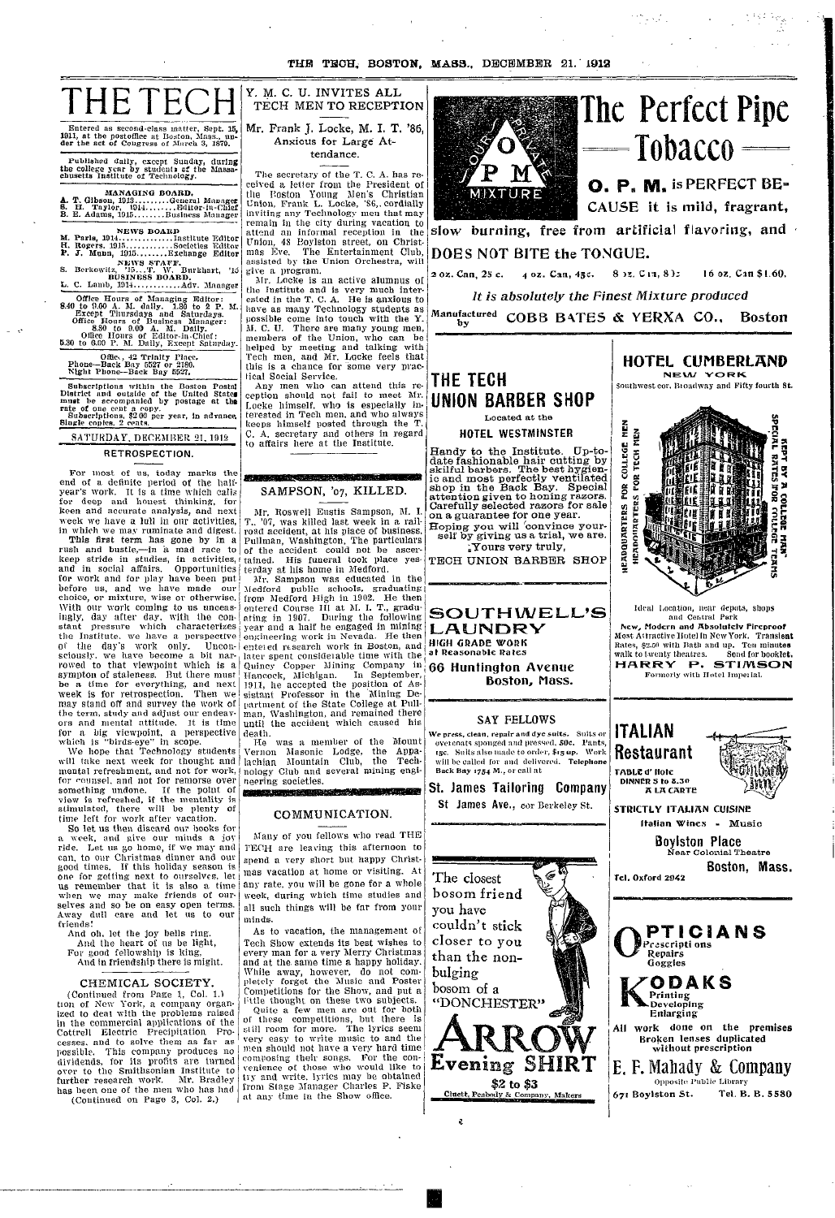# THE TECH

Entered as second-class matter, Sept. 15, 1911, at the postoffice at Boston, Mass., under the act of Congress of March 3, 1879.

Published daily, except Sunday, during the college year by students of the Massachusetts Institute of Technology.

**MANAGING BOARD.**

A. T. Gibson, 1913.........General Manager
S. H. Taylor, 1914.........Editor-in-Chief
B. E. Adams, 1915.........Business Manager

**NEWS BOARD**

M. Paris, 1914.............Institute Editor
H. Rogers, 1915............Societies Editor
P. J. Munn, 1915...........Exchange Editor

**NEWS STAFF.**

S. Berkowitz, '15...T. W. Burkhart, '15

**BUSINESS BOARD.**

L. C. Lamb, 1914...........Adv. Manager

Office Hours of Managing Editor: 8.40 to 9.00 A. M. daily. 1.30 to 2 P. M. Except Thursdays and Saturdays. Office Hours of Business Manager: 8.30 to 9.00 A. M. Daily. Office Hours of Editor-in-Chief: 5.30 to 6.00 P. M. Daily, Except Saturday.

Office, 42 Trinity Place. Phone—Back Bay 5527 or 2180. Night Phone—Back Bay 5527.

Subscriptions within the Boston Postal District and outside of the United States must be accompanied by postage at the rate of one cent a copy. Subscriptions, $2.00 per year, in advance. Single copies, 2 cents.

SATURDAY, DECEMBER 21, 1912

## RETROSPECTION.

For most of us, today marks the end of a definite period of the half-year's work. It is a time which calls for deep and honest thinking, for keen and accurate analysis, and next week we have a lull in our activities, in which we may ruminate and digest.

This first term has gone by in a rush and bustle,—in a mad race to keep stride in studies, in activities, and in social affairs. Opportunities for work and for play have been put before us, and we have made our choice, or mixture, wise or otherwise. With our work coming to us unceasingly, day after day, with the constant pressure which characterizes the Institute, we have a perspective of the day's work only. Unconsciously, we have become a bit narrowed to that viewpoint which is a symptom of staleness. But there must be a time for everything, and next week is for retrospection. Then we may stand off and survey the work of the term, study and adjust our endeavors and mental attitude. It is time for a big viewpoint, a perspective which is "birds-eye" in scope.

We hope that Technology students will take next week for thought and mental refreshment, and not for work, for counsel, and not for remorse over something undone. If the point of view is refreshed, if the mentality is stimulated, there will be plenty of time left for work after vacation.

So let us then discard our books for a week, and give our minds a joy ride. Let us go home, if we may and can, to our Christmas dinner and our good times. If this holiday season is one for getting next to ourselves, let us remember that it is also a time when we may make friends of ourselves and so be on easy open terms. Away dull care and let us to our friends!

And oh, let the joy bells ring,
And the heart of us be light,
For good fellowship is king,
And in friendship there is might.

## CHEMICAL SOCIETY.

(Continued from Page 1, Col. 1.)

tion of New York, a company organized to deal with the problems raised in the commercial applications of the Cottrell Electric Precipitation Processes, and to solve them as far as possible. This company produces no dividends, for its profits are turned over to the Smithsonian Institute to further research work. Mr. Bradley has been one of the men who has had

(Continued on Page 3, Col. 2.)

## Y. M. C. U. INVITES ALL TECH MEN TO RECEPTION

### Mr. Frank J. Locke, M. I. T. '86, Anxious for Large Attendance.

The secretary of the T. C. A. has received a letter from the President of the Boston Young Men's Christian Union, Frank L. Locke, '86, cordially inviting any Technology men that may remain in the city during vacation to attend an informal reception in the Union, 48 Boylston street, on Christmas Eve. The Entertainment Club, assisted by the Union Orchestra, will give a program.

Mr. Locke is an active alumnus of the Institute and is very much interested in the T. C. A. He is anxious to have as many Technology students as possible come into touch with the Y. M. C. U. There are many young men, members of the Union, who can be helped by meeting and talking with Tech men, and Mr. Locke feels that this is a chance for some very practical Social Service.

Any men who can attend this reception should not fail to meet Mr. Locke himself, who is especially interested in Tech men, and who always keeps himself posted through the T. C. A. secretary and others in regard to affairs here at the Institute.

## SAMPSON, '07, KILLED.

Mr. Roswell Eustis Sampson, M. I. T., '07, was killed last week in a railroad accident, at his place of business, Pullman, Washington. The particulars of the accident could not be ascertained. His funeral took place yesterday at his home in Medford.

Mr. Sampson was educated in the Medford public schools, graduating from Medford High in 1902. He then entered Course III at M. I. T., graduating in 1907. During the following year and a half he engaged in mining engineering work in Nevada. He then entered research work in Boston, and later spent considerable time with the Quincy Copper Mining Company in Hancock, Michigan. In September, 1911, he accepted the position of Assistant Professor in the Mining Department of the State College at Pullman, Washington, and remained there until the accident which caused his death.

He was a member of the Mount Vernon Masonic Lodge, the Appalachian Mountain Club, the Technology Club and several mining engineering societies.

## COMMUNICATION.

Many of you fellows who read THE TECH are leaving this afternoon to spend a very short but happy Christmas vacation at home or visiting. At any rate, you will be gone for a whole week, during which time studies and all such things will be far from your minds.

As to vacation, the management of Tech Show extends its best wishes to every man for a very Merry Christmas and at the same time a happy holiday. While away, however, do not completely forget the Music and Poster Competitions for the Show, and put a little thought on these two subjects.

Quite a few men are out for both of these competitions, but there is still room for more. The lyrics seem very easy to write music to and the men should not have a very hard time composing their songs. For the convenience of those who would like to try and write, lyrics may be obtained from Stage Manager Charles P. Fiske at any time in the Show office.

---

# The Perfect Pipe Tobacco

**O. P. M.** is PERFECT BECAUSE it is mild, fragrant, slow burning, free from artificial flavoring, and DOES NOT BITE the TONGUE.

2 oz. Can, 25 c. 4 oz. Can, 45c. 8 oz. Can, 85c. 16 oz. Can $1.60.

*It is absolutely the Finest Mixture produced*

Manufactured by COBB BATES & YERXA CO., Boston

---

## THE TECH UNION BARBER SHOP

Located at the **HOTEL WESTMINSTER**

Handy to the Institute. Up-to-date fashionable hair cutting by skilful barbers. The best hygienic and most perfectly ventilated shop in the Back Bay. Special attention given to honing razors. Carefully selected razors for sale on a guarantee for one year.

Hoping you will convince yourself by giving us a trial, we are,

Yours very truly,

TECH UNION BARBER SHOP

---

## SOUTHWELL'S LAUNDRY

HIGH GRADE WORK at Reasonable Rates

66 Huntington Avenue
Boston, Mass.

---

## SAY FELLOWS

We press, clean, repair and dye suits. Suits or overcoats sponged and pressed, 50c. Pants, 15c. Suits also made to order, $15 up. Work will be called for and delivered. Telephone Back Bay 1754 M., or call at

**St. James Tailoring Company**

St James Ave., cor Berkeley St.

---

The closest bosom friend you have couldn't stick closer to you than the non-bulging bosom of a "DONCHESTER"

# ARROW Evening SHIRT

$2 to $3

Cluett, Peabody & Company, Makers

---

## HOTEL CUMBERLAND

NEW YORK

Southwest cor. Broadway and Fifty fourth St.

HEADQUARTERS FOR COLLEGE MEN — HEADQUARTERS FOR TECH MEN — SPECIAL RATES FOR COLLEGE TEAMS — KEPT BY A COLLEGE MAN

Ideal Location, near depots, shops and Central Park

New, Modern and Absolutely Fireproof

Most Attractive Hotel in New York. Transient Rates, $2.50 with Bath and up. Ten minutes walk to twenty theatres. Send for booklet.

HARRY P. STIMSON

Formerly with Hotel Imperial.

---

## ITALIAN Restaurant

TABLE d' Hote DINNER 5 to 8.30 A LA CARTE

STRICTLY ITALIAN CUISINE

Italian Wines - Music

Boylston Place
Near Colonial Theatre
Boston, Mass.

Tel. Oxford 2942

---

## OPTICIANS

Prescriptions
Repairs
Goggles

## KODAKS

Printing
Developing
Enlarging

All work done on the premises
Broken lenses duplicated without prescription

**E. F. Mahady & Company**

Opposite Public Library

671 Boylston St. Tel. B. B. 5580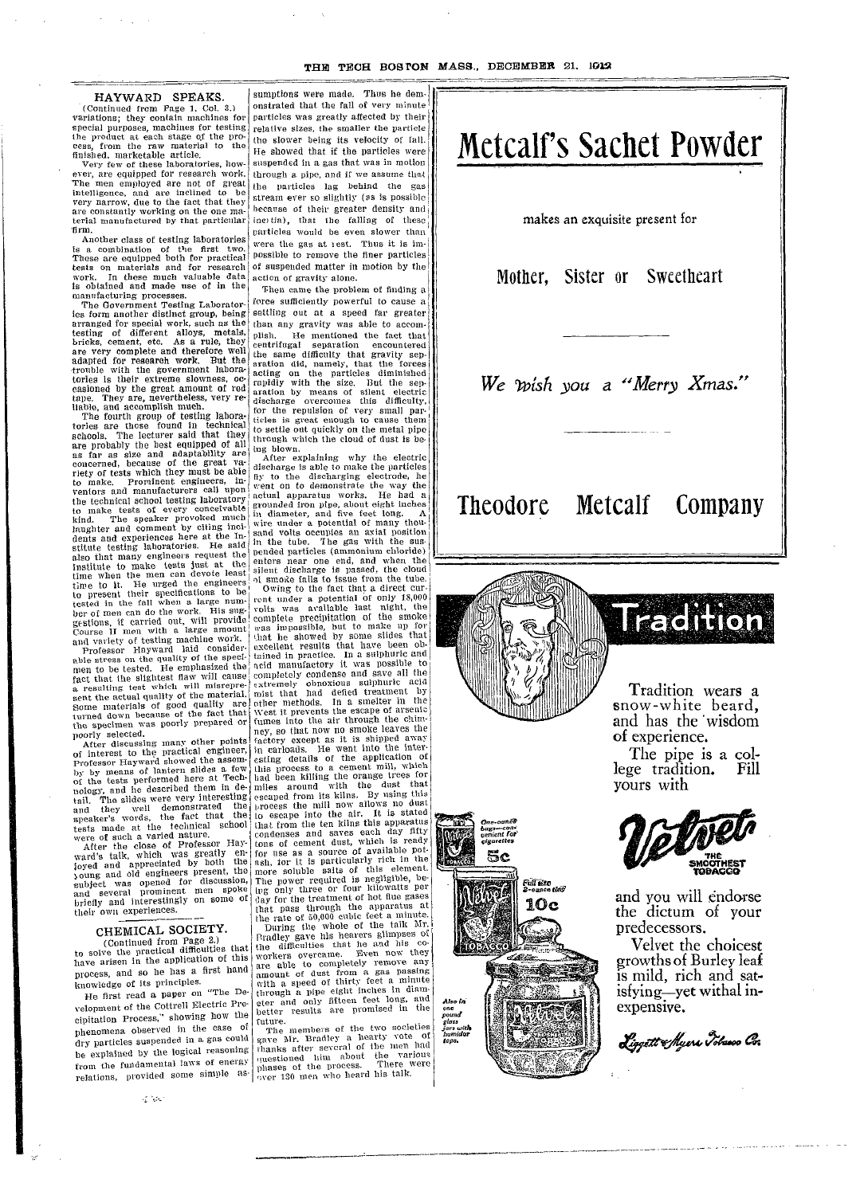## HAYWARD SPEAKS.

(Continued from Page 1, Col. 3.)

variations; they contain machines for special purposes, machines for testing the product at each stage of the process, from the raw material to the finished, marketable article.

Very few of these laboratories, however, are equipped for research work. The men employed are not of great intelligence, and are inclined to be very narrow, due to the fact that they are constantly working on the one material manufactured by that particular firm.

Another class of testing laboratories is a combination of the first two. These are equipped both for practical tests on materials and for research work. In these much valuable data is obtained and made use of in the manufacturing processes.

The Government Testing Laboratories form another distinct group, being arranged for special work, such as the testing of different alloys, metals, bricks, cement, etc. As a rule, they are very complete and therefore well adapted for research work. But the trouble with the government laboratories is their extreme slowness, occasioned by the great amount of red tape. They are, nevertheless, very reliable, and accomplish much.

The fourth group of testing laboratories are those found in technical schools. The lecturer said that they are probably the best equipped of all as far as size and adaptability are concerned, because of the great variety of tests which they must be able to make. Prominent engineers, inventors and manufacturers call upon the technical school testing laboratory to make tests of every conceivable kind. The speaker provoked much laughter and comment by citing incidents and experiences here at the Institute testing laboratories. He said also that many engineers request the Institute to make tests just at the time when the men can devote least time to it. He urged the engineers to present their specifications to be tested in the fall when a large number of men can do the work. His suggestions, if carried out, will provide Course II men with a large amount and variety of testing machine work.

Professor Hayward laid considerable stress on the quality of the specimen to be tested. He emphasized the fact that the slightest flaw will cause a resulting test which will misrepresent the actual quality of the material. Some materials of good quality are turned down because of the fact that the specimen was poorly prepared or poorly selected.

After discussing many other points of interest to the practical engineer, Professor Hayward showed the assembly by means of lantern slides a few of the tests performed here at Technology, and he described them in detail. The slides were very interesting and they well demonstrated the speaker's words, the fact that the tests made at the technical school were of such a varied nature.

After the close of Professor Hayward's talk, which was greatly enjoyed and appreciated by both the young and old engineers present, the subject was opened for discussion, and several prominent men spoke briefly and interestingly on some of their own experiences.

## CHEMICAL SOCIETY.

(Continued from Page 2.)

to solve the practical difficulties that have arisen in the application of this process, and so he has a first hand knowledge of its principles.

He first read a paper on "The Development of the Cottrell Electric Precipitation Process," showing how the phenomena observed in the case of dry particles suspended in a gas could be explained by the logical reasoning from the fundamental laws of energy relations, provided some simple assumptions were made. Thus he demonstrated that the fall of very minute particles was greatly affected by their relative sizes, the smaller the particle the slower being its velocity of fall. He showed that if the particles were suspended in a gas that was in motion through a pipe, and if we assume that the particles lag behind the gas stream ever so slightly (as is possible because of their greater density and inertia), that the falling of these particles would be even slower than were the gas at rest. Thus it is impossible to remove the finer particles of suspended matter in motion by the action of gravity alone.

Then came the problem of finding a force sufficiently powerful to cause a settling out at a speed far greater than any gravity was able to accomplish. He mentioned the fact that centrifugal separation encountered the same difficulty that gravity separation did, namely, that the forces acting on the particles diminished rapidly with the size. But the separation by means of silent electric discharge overcomes this difficulty, for the repulsion of very small particles is great enough to cause them to settle out quickly on the metal pipe through which the cloud of dust is being blown.

After explaining why the electric discharge is able to make the particles fly to the discharging electrode, he went on to demonstrate the way the actual apparatus works. He had a grounded iron pipe, about eight inches in diameter, and five feet long. A wire under a potential of many thousand volts occupies an axial position in the tube. The gas with the suspended particles (ammonium chloride) enters near one end, and when the silent discharge is passed, the cloud of smoke fails to issue from the tube.

Owing to the fact that a direct current under a potential of only 18,000 volts was available last night, the complete precipitation of the smoke was impossible, but to make up for that he showed by some slides that excellent results that have been obtained in practice. In a sulphuric and acid manufactory it was possible to completely condense and save all the extremely obnoxious sulphuric acid mist that had defied treatment by other methods. In a smelter in the West it prevents the escape of arsenic fumes into the air through the chimney, so that now no smoke leaves the factory except as it is shipped away in carloads. He went into the interesting details of the application of this process to a cement mill, which had been killing the orange trees for miles around with the dust that escaped from its kilns. By using this process the mill now allows no dust to escape into the air. It is stated that from the ten kilns this apparatus condenses and saves each day fifty tons of cement dust, which is ready for use as a source of available potash, for it is particularly rich in the more soluble salts of this element. The power required is negligible, being only three or four kilowatts per day for the treatment of hot flue gases that pass through the apparatus at the rate of 50,000 cubic feet a minute.

During the whole of the talk Mr. Bradley gave his hearers glimpses of the difficulties that he and his coworkers overcame. Even now they are able to completely remove any amount of dust from a gas passing with a speed of thirty feet a minute through a pipe eight inches in diameter and only fifteen feet long, and better results are promised in the future.

The members of the two societies gave Mr. Bradley a hearty vote of thanks after several of the men had questioned him about the various phases of the process. There were over 130 men who heard his talk.

---

# Metcalf's Sachet Powder

makes an exquisite present for

## Mother, Sister or Sweetheart

*We wish you a "Merry Xmas."*

## Theodore Metcalf Company

---

# Tradition

Tradition wears a snow-white beard, and has the wisdom of experience.

The pipe is a college tradition. Fill yours with

**Velvet**
THE SMOOTHEST TOBACCO

and you will endorse the dictum of your predecessors.

Velvet the choicest growths of Burley leaf is mild, rich and satisfying—yet withal inexpensive.

One-ounce bags—convenient for cigarettes 5c

Full size 2-ounce tins 10c

Also in one pound glass jars with humidor tops.

*Liggett & Myers Tobacco Co.*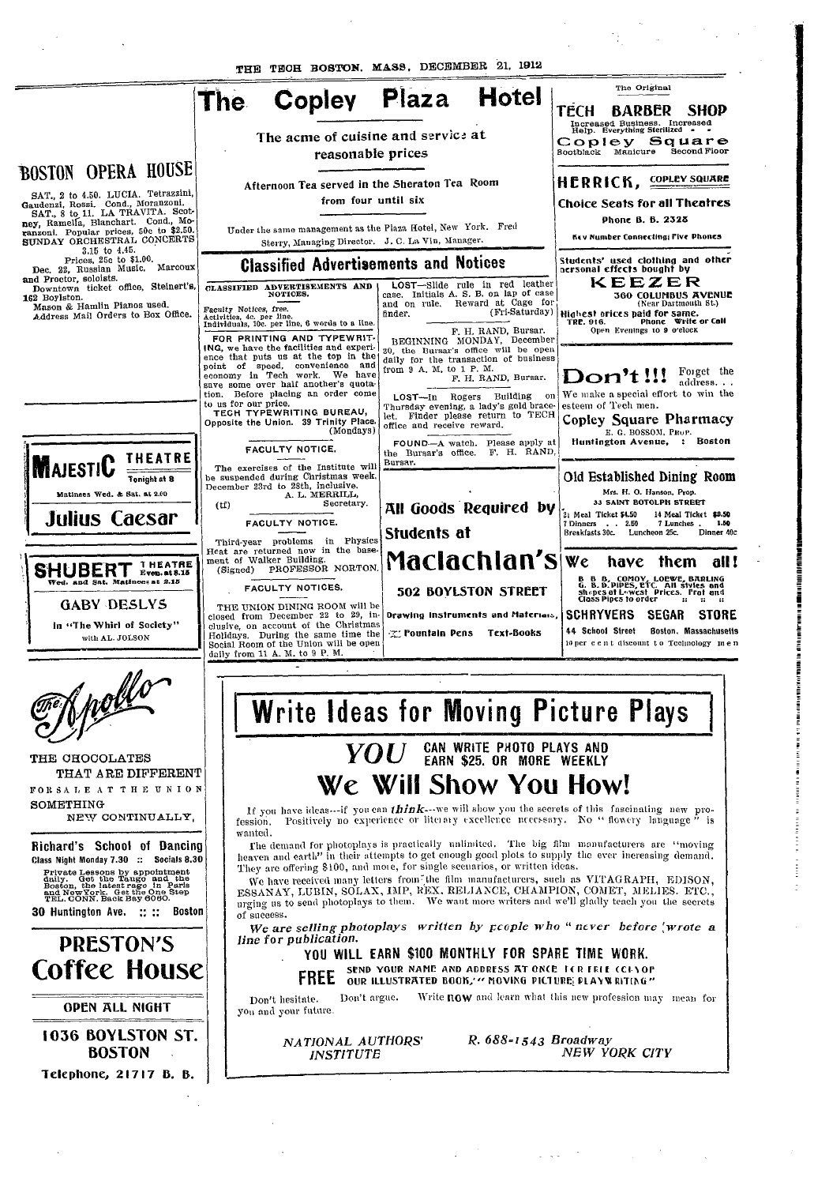# BOSTON OPERA HOUSE

SAT., 2 to 4.50. LUCIA. Tetrazzini, Gaudenzi, Rossi. Cond., Moranzoni. SAT., 8 to 11. LA TRAVITA. Scotney, Ramella, Blanchart. Cond., Moranzoni. Popular prices, 50c to $2.50. SUNDAY ORCHESTRAL CONCERTS 3.15 to 4.45. Prices, 25c to $1.00. Dec. 22, Russian Music. Marcoux and Proctor, soloists.

Downtown ticket office, Steinert's, 162 Boylston.

Mason & Hamlin Pianos used.

Address Mail Orders to Box Office.

---

# MAJESTIC THEATRE

Tonight at 8

Matinees Wed. & Sat. at 2.00

## Julius Caesar

---

# SHUBERT THEATRE

Even. at 8.15

Wed. and Sat. Matinees at 2.15

## GABY DESLYS

In "The Whirl of Society"

with AL. JOLSON

---

# The Apollo

THE CHOCOLATES THAT ARE DIFFERENT

FOR SALE AT THE UNION

SOMETHING NEW CONTINUALLY,

---

## Richard's School of Dancing

Class Night Monday 7.30 :: Socials 8.30

Private Lessons by appointment daily. Get the Tango and the Boston, the latest rage in Paris and New York. Get the One Step TEL. CONN. Back Bay 6060.

30 Huntington Ave. :: :: Boston

---

# PRESTON'S Coffee House

OPEN ALL NIGHT

1036 BOYLSTON ST. BOSTON

Telephone, 21717 B. B.

---

# The Copley Plaza Hotel

The acme of cuisine and service at reasonable prices

Afternoon Tea served in the Sheraton Tea Room from four until six

Under the same management as the Plaza Hotel, New York. Fred Sterry, Managing Director. J. C. La Vin, Manager.

---

# Classified Advertisements and Notices

CLASSIFIED ADVERTISEMENTS AND NOTICES.

Faculty Notices, free.
Activities, 4c. per line.
Individuals, 10c. per line, 6 words to a line.

FOR PRINTING AND TYPEWRITING, we have the facilities and experience that puts us at the top in the point of speed, convenience and economy in Tech work. We have save some over half another's quotation. Before placing an order come to us for our price.
TECH TYPEWRITING BUREAU, Opposite the Union. 39 Trinity Place. (Mondays)

FACULTY NOTICE.

The exercises of the Institute will be suspended during Christmas week, December 23rd to 28th, inclusive.
A. L. MERRILL, Secretary.
(tf)

FACULTY NOTICE.

Third-year problems in Physics Heat are returned now in the basement of Walker Building.
(Signed) PROFESSOR NORTON.

FACULTY NOTICES.

THE UNION DINING ROOM will be closed from December 22 to 29, inclusive, on account of the Christmas Holidays. During the same time the Social Room of the Union will be open daily from 11 A. M. to 9 P. M.

LOST—Slide rule in red leather case. Initials A. S. B. on lap of case and on rule. Reward at Cage for finder. (Fri-Saturday)

F. H. RAND, Bursar.

BEGINNING MONDAY, December 30, the Bursar's office will be open daily for the transaction of business from 9 A. M. to 1 P. M.
F. H. RAND, Bursar.

LOST—In Rogers Building on Thursday evening, a lady's gold bracelet. Finder please return to TECH office and receive reward.

FOUND—A watch. Please apply at the Bursar's office. F. H. RAND, Bursar.

---

## All Goods Required by Students at

# Maclachlan's

502 BOYLSTON STREET

Drawing Instruments and Materials, Fountain Pens Text-Books

---

The Original

# TECH BARBER SHOP

Increased Business. Increased Help. Everything Sterilized

Copley Square

Bootblack Manicure Second Floor

---

# HERRICK, COPLEY SQUARE

Choice Seats for all Theatres

Phone B. B. 2328

Key Number Connecting Five Phones

---

Students' used clothing and other personal effects bought by

# KEEZER

360 COLUMBUS AVENUE (Near Dartmouth St.)

Highest prices paid for same.
TRE. 916. Phone Write or Call
Open Evenings to 9 o'clock

---

# Don't!!! Forget the address...

We make a special effort to win the esteem of Tech men.

## Copley Square Pharmacy

E. G. BOSSOM, Prop.

Huntington Avenue, : Boston

---

## Old Established Dining Room

Mrs. H. O. Hanson, Prop.

33 SAINT BOTOLPH STREET

21 Meal Ticket $4.50 14 Meal Ticket $3.50
7 Dinners . . 2.50 7 Lunches . 1.50
Breakfasts 30c. Luncheon 25c. Dinner 40c

---

# We have them all!

B B B, COMOY, LOEWE, BARLING G. B. D. PIPES, ETC. All styles and shapes at Lowest Prices. Pipe and Class Pipes to order :: :: ::

## SCHRYVERS SEGAR STORE

44 School Street Boston, Massachusetts

10 per cent discount to Technology men

---

# Write Ideas for Moving Picture Plays

## *YOU* CAN WRITE PHOTO PLAYS AND EARN $25. OR MORE WEEKLY

# We Will Show You How!

If you have ideas---if you can *think*---we will show you the secrets of this fascinating new profession. Positively no experience or literary excellence necessary. No "flowery language" is wanted.

The demand for photoplays is practically unlimited. The big film manufacturers are "moving heaven and earth" in their attempts to get enough good plots to supply the ever increasing demand. They are offering $100, and more, for single scenarios, or written ideas.

We have received many letters from the film manufacturers, such as VITAGRAPH, EDISON, ESSANAY, LUBIN, SOLAX, IMP, REX, RELIANCE, CHAMPION, COMET, MELIES, ETC., urging us to send photoplays to them. We want more writers and we'll gladly teach you the secrets of success.

*We are selling photoplays written by people who "never before wrote a line for publication.*

### YOU WILL EARN $100 MONTHLY FOR SPARE TIME WORK.

**FREE** SEND YOUR NAME AND ADDRESS AT ONCE FOR FREE COPY OF OUR ILLUSTRATED BOOK, "MOVING PICTURE PLAYWRITING"

Don't hesitate. Don't argue. Write **now** and learn what this new profession may mean for you and your future.

*NATIONAL AUTHORS' INSTITUTE* *R. 688-1543 Broadway NEW YORK CITY*